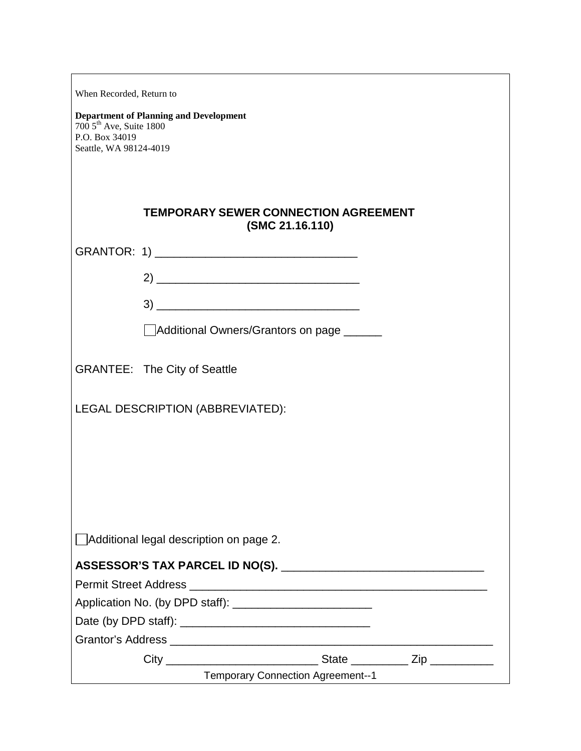When Recorded, Return to

**Department of Planning and Development**
700 5th Ave, Suite 1800
P.O. Box 34019
Seattle, WA 98124-4019

## TEMPORARY SEWER CONNECTION AGREEMENT
## (SMC 21.16.110)

GRANTOR: 1) ________________________________

2) ________________________________

3) ________________________________

☐ Additional Owners/Grantors on page ______

GRANTEE: The City of Seattle

LEGAL DESCRIPTION (ABBREVIATED):

☐ Additional legal description on page 2.

**ASSESSOR'S TAX PARCEL ID NO(S).** ________________________________

Permit Street Address ________________________________________________

Application No. (by DPD staff): ______________________

Date (by DPD staff): ______________________________

Grantor's Address ____________________________________________________

City ________________________ State _________ Zip __________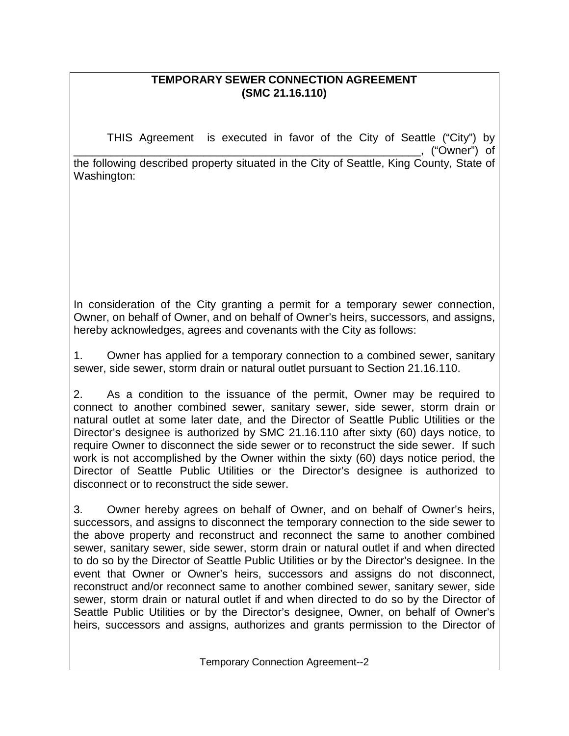**TEMPORARY SEWER CONNECTION AGREEMENT**
**(SMC 21.16.110)**

THIS Agreement is executed in favor of the City of Seattle ("City") by ______________________________________________________, ("Owner") of the following described property situated in the City of Seattle, King County, State of Washington:

In consideration of the City granting a permit for a temporary sewer connection, Owner, on behalf of Owner, and on behalf of Owner's heirs, successors, and assigns, hereby acknowledges, agrees and covenants with the City as follows:

1. Owner has applied for a temporary connection to a combined sewer, sanitary sewer, side sewer, storm drain or natural outlet pursuant to Section 21.16.110.

2. As a condition to the issuance of the permit, Owner may be required to connect to another combined sewer, sanitary sewer, side sewer, storm drain or natural outlet at some later date, and the Director of Seattle Public Utilities or the Director's designee is authorized by SMC 21.16.110 after sixty (60) days notice, to require Owner to disconnect the side sewer or to reconstruct the side sewer. If such work is not accomplished by the Owner within the sixty (60) days notice period, the Director of Seattle Public Utilities or the Director's designee is authorized to disconnect or to reconstruct the side sewer.

3. Owner hereby agrees on behalf of Owner, and on behalf of Owner's heirs, successors, and assigns to disconnect the temporary connection to the side sewer to the above property and reconstruct and reconnect the same to another combined sewer, sanitary sewer, side sewer, storm drain or natural outlet if and when directed to do so by the Director of Seattle Public Utilities or by the Director's designee. In the event that Owner or Owner's heirs, successors and assigns do not disconnect, reconstruct and/or reconnect same to another combined sewer, sanitary sewer, side sewer, storm drain or natural outlet if and when directed to do so by the Director of Seattle Public Utilities or by the Director's designee, Owner, on behalf of Owner's heirs, successors and assigns, authorizes and grants permission to the Director of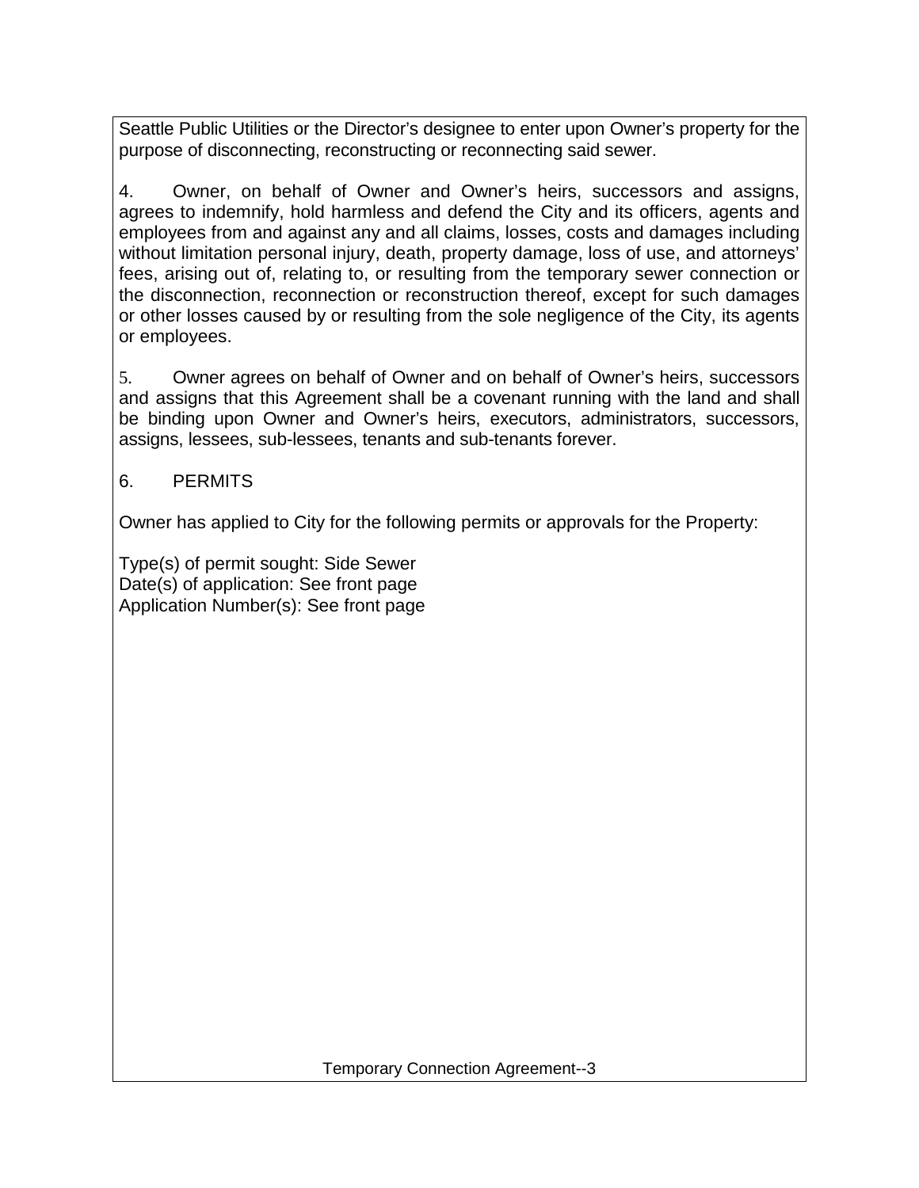Seattle Public Utilities or the Director's designee to enter upon Owner's property for the purpose of disconnecting, reconstructing or reconnecting said sewer.

4. Owner, on behalf of Owner and Owner's heirs, successors and assigns, agrees to indemnify, hold harmless and defend the City and its officers, agents and employees from and against any and all claims, losses, costs and damages including without limitation personal injury, death, property damage, loss of use, and attorneys' fees, arising out of, relating to, or resulting from the temporary sewer connection or the disconnection, reconnection or reconstruction thereof, except for such damages or other losses caused by or resulting from the sole negligence of the City, its agents or employees.

5. Owner agrees on behalf of Owner and on behalf of Owner's heirs, successors and assigns that this Agreement shall be a covenant running with the land and shall be binding upon Owner and Owner's heirs, executors, administrators, successors, assigns, lessees, sub-lessees, tenants and sub-tenants forever.

6. PERMITS

Owner has applied to City for the following permits or approvals for the Property:

Type(s) of permit sought: Side Sewer
Date(s) of application: See front page
Application Number(s): See front page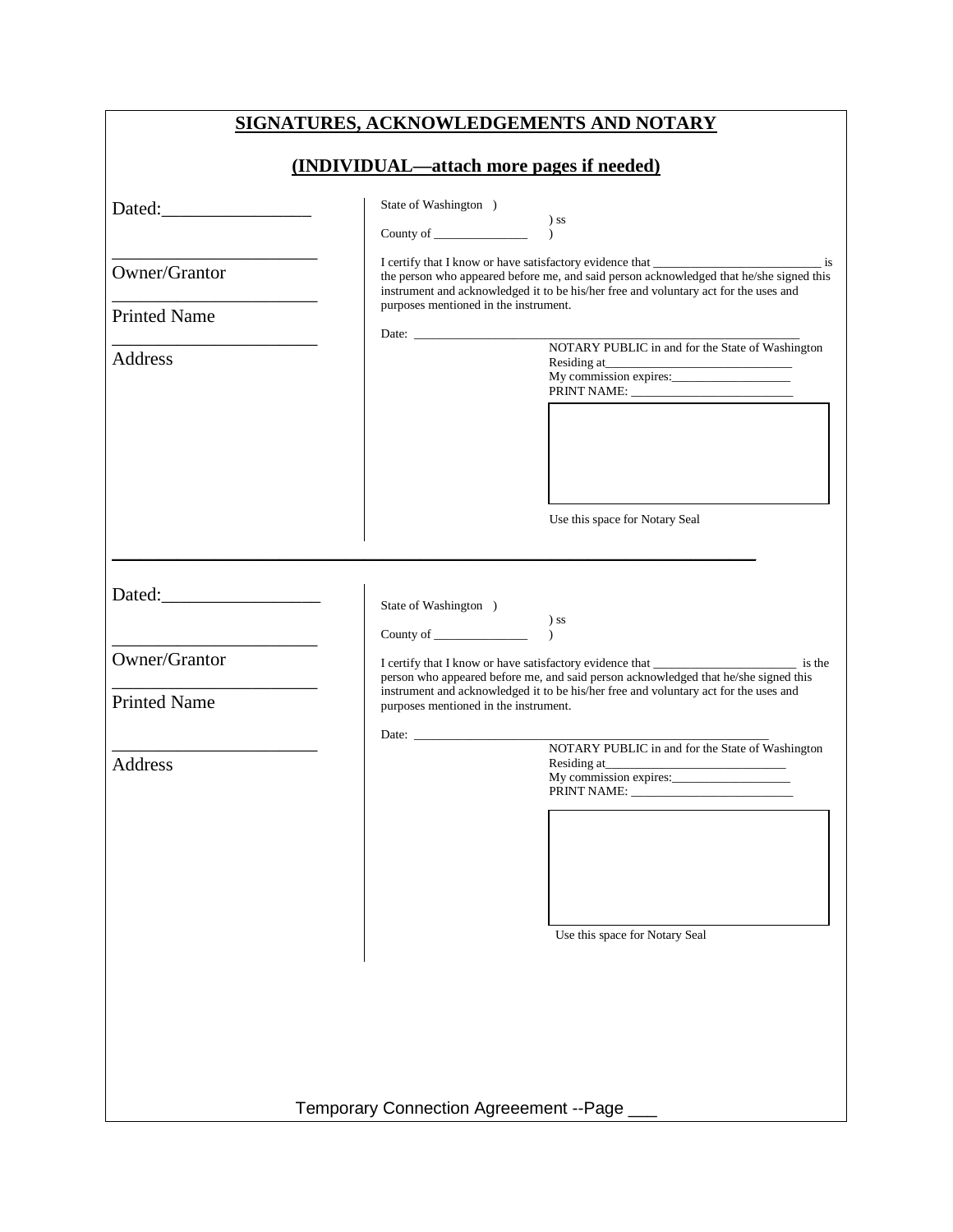## SIGNATURES, ACKNOWLEDGEMENTS AND NOTARY

## (INDIVIDUAL—attach more pages if needed)

Dated:________________

______________________

Owner/Grantor

______________________

Printed Name

______________________

Address

State of Washington )
) ss
County of _______________ )

I certify that I know or have satisfactory evidence that ____________________________ is the person who appeared before me, and said person acknowledged that he/she signed this instrument and acknowledged it to be his/her free and voluntary act for the uses and purposes mentioned in the instrument.

Date: ______________________________________________________________

NOTARY PUBLIC in and for the State of Washington
Residing at______________________________
My commission expires:___________________
PRINT NAME: __________________________

Use this space for Notary Seal

---

Dated:__________________

______________________

Owner/Grantor

______________________

Printed Name

______________________

Address

State of Washington )
) ss
County of _______________ )

I certify that I know or have satisfactory evidence that ________________________ is the person who appeared before me, and said person acknowledged that he/she signed this instrument and acknowledged it to be his/her free and voluntary act for the uses and purposes mentioned in the instrument.

Date: ________________________________________________________

NOTARY PUBLIC in and for the State of Washington
Residing at_____________________________
My commission expires:___________________
PRINT NAME: __________________________

Use this space for Notary Seal

Temporary Connection Agreeement --Page ___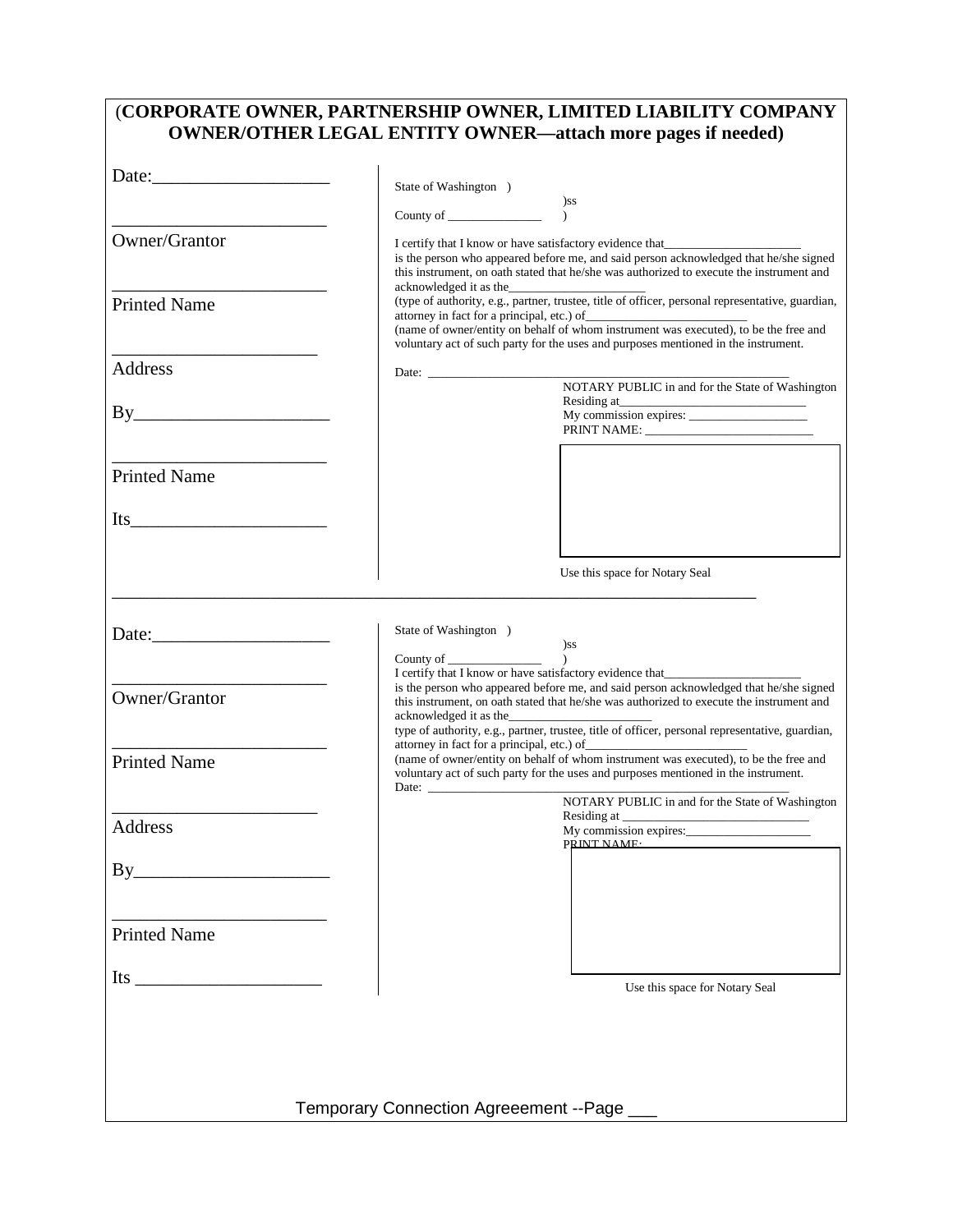**(CORPORATE OWNER, PARTNERSHIP OWNER, LIMITED LIABILITY COMPANY OWNER/OTHER LEGAL ENTITY OWNER—attach more pages if needed)**

Date:____________________

________________________
Owner/Grantor

________________________
Printed Name

______________________
Address

By______________________

________________________
Printed Name

Its______________________

State of Washington )
)ss
County of _______________ )

I certify that I know or have satisfactory evidence that______________________ is the person who appeared before me, and said person acknowledged that he/she signed this instrument, on oath stated that he/she was authorized to execute the instrument and acknowledged it as the_____________________ (type of authority, e.g., partner, trustee, title of officer, personal representative, guardian, attorney in fact for a principal, etc.) of__________________________ (name of owner/entity on behalf of whom instrument was executed), to be the free and voluntary act of such party for the uses and purposes mentioned in the instrument.

Date: ___________________________________________________________

NOTARY PUBLIC in and for the State of Washington
Residing at_______________________________
My commission expires: ___________________
PRINT NAME: ___________________________

Use this space for Notary Seal

---

Date:____________________

________________________
Owner/Grantor

________________________
Printed Name

______________________
Address

By______________________

________________________
Printed Name

Its _____________________

State of Washington )
)ss
County of _______________ )

I certify that I know or have satisfactory evidence that______________________ is the person who appeared before me, and said person acknowledged that he/she signed this instrument, on oath stated that he/she was authorized to execute the instrument and acknowledged it as the_______________________ type of authority, e.g., partner, trustee, title of officer, personal representative, guardian, attorney in fact for a principal, etc.) of__________________________ (name of owner/entity on behalf of whom instrument was executed), to be the free and voluntary act of such party for the uses and purposes mentioned in the instrument.

Date: ___________________________________________________________

NOTARY PUBLIC in and for the State of Washington
Residing at _______________________________
My commission expires:____________________
PRINT NAME:

Use this space for Notary Seal

Temporary Connection Agreeement --Page ___